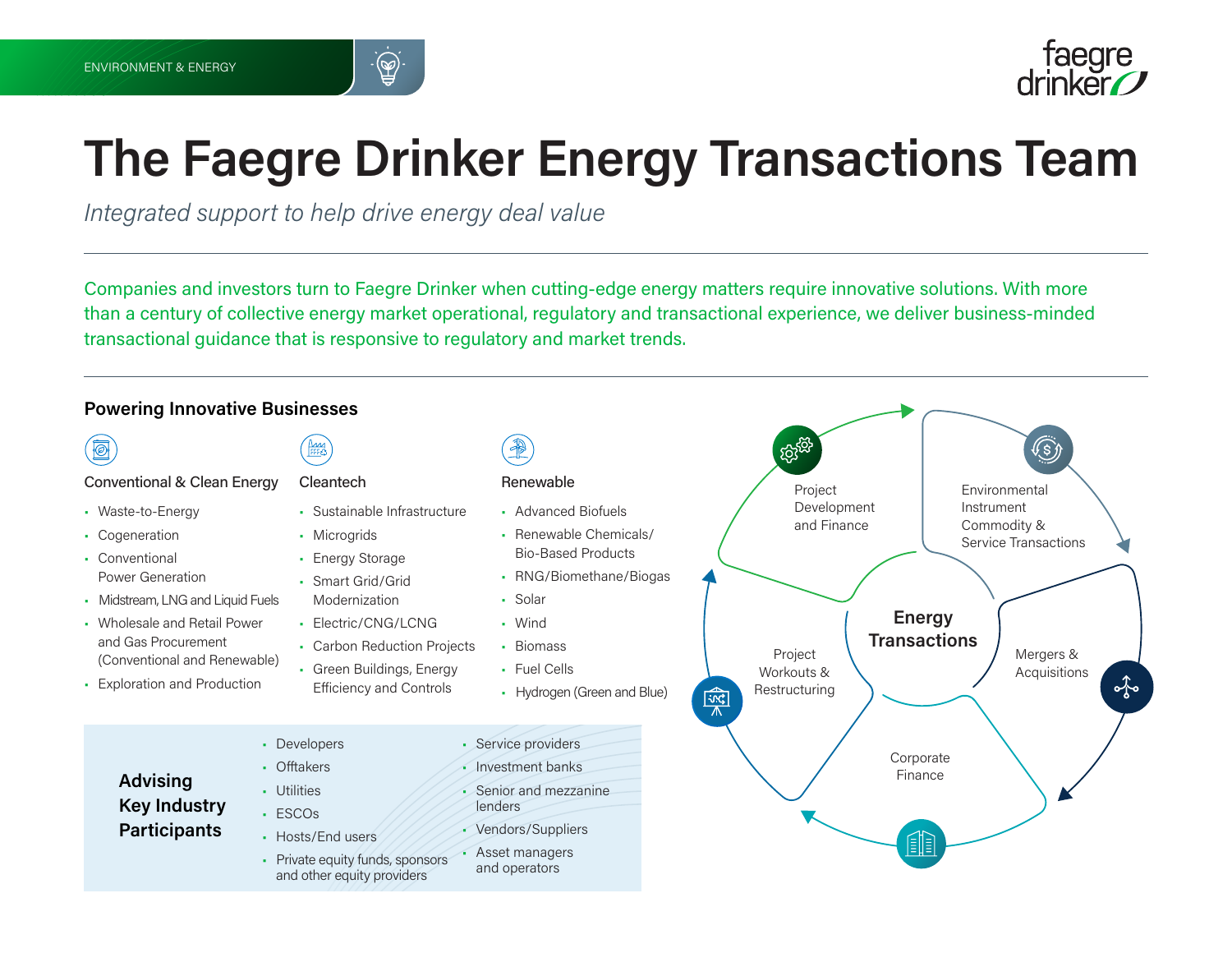ENVIRONMENT & ENERGY

# The Faegre Drinker Energy Transactions Team

*Integrated support to help drive energy deal value*

Companies and investors turn to Faegre Drinker when cutting-edge energy matters require innovative solutions. With more than a century of collective energy market operational, regulatory and transactional experience, we deliver business-minded transactional guidance that is responsive to regulatory and market trends.

## Powering Innovative Businesses

### Conventional & Clean Energy

- Waste-to-Energy
- Cogeneration
- Conventional Power Generation
- Midstream, LNG and Liquid Fuels
- Wholesale and Retail Power and Gas Procurement (Conventional and Renewable)
- Exploration and Production

### Cleantech

- Sustainable Infrastructure
- Microgrids
- Energy Storage
- Smart Grid/Grid Modernization
- Electric/CNG/LCNG
- Carbon Reduction Projects
- Green Buildings, Energy Efficiency and Controls

### Renewable

- Advanced Biofuels
- Renewable Chemicals/Bio-Based Products
- RNG/Biomethane/Biogas
- Solar
- Wind
- Biomass
- Fuel Cells
- Hydrogen (Green and Blue)

## Advising Key Industry Participants

- Developers
- Offtakers
- Utilities
- ESCOs
- Hosts/End users
- Private equity funds, sponsors and other equity providers
- Service providers
- Investment banks
- Senior and mezzanine lenders
- Vendors/Suppliers
- Asset managers and operators

## Energy Transactions

- Project Development and Finance
- Environmental Instrument Commodity & Service Transactions
- Mergers & Acquisitions
- Corporate Finance
- Project Workouts & Restructuring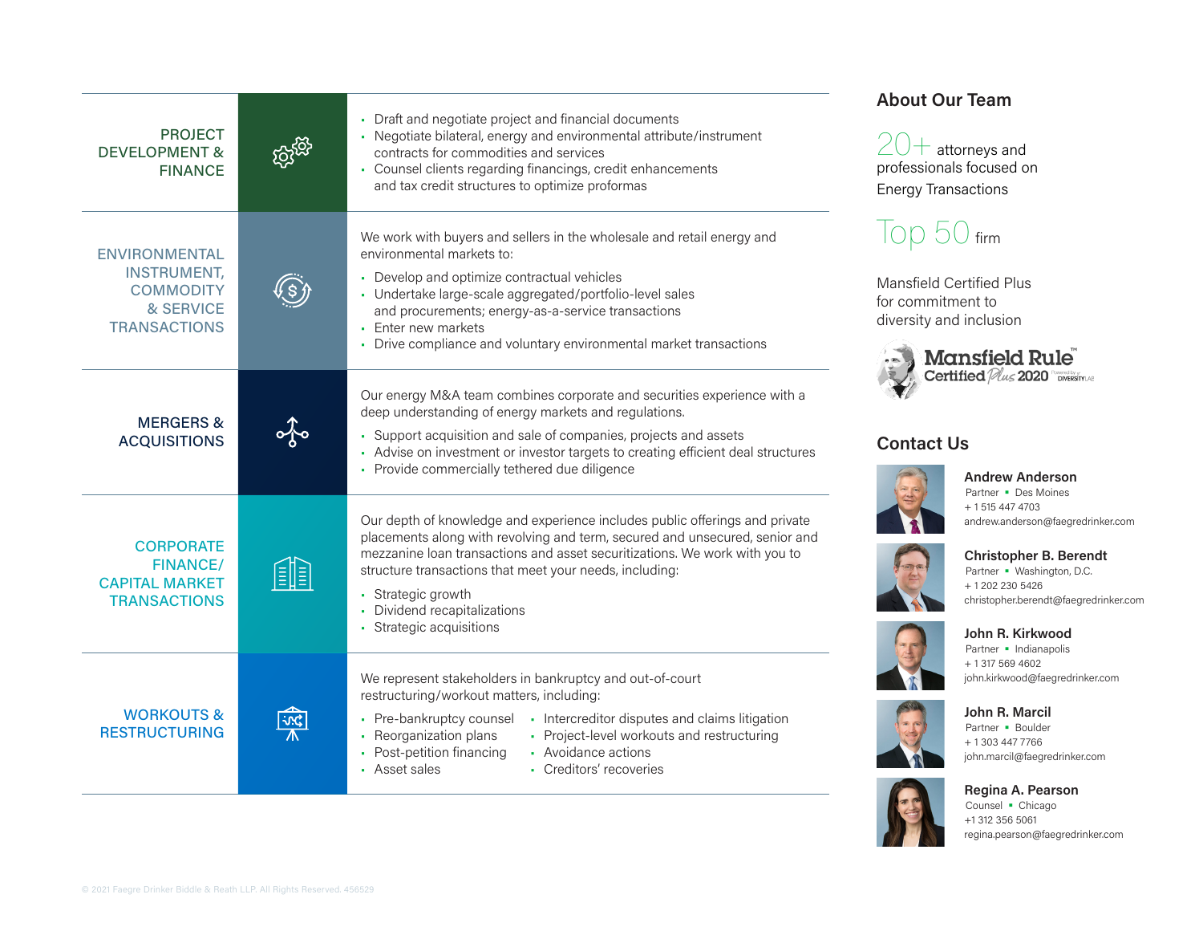## PROJECT DEVELOPMENT & FINANCE

- Draft and negotiate project and financial documents
- Negotiate bilateral, energy and environmental attribute/instrument contracts for commodities and services
- Counsel clients regarding financings, credit enhancements and tax credit structures to optimize proformas

## ENVIRONMENTAL INSTRUMENT, COMMODITY & SERVICE TRANSACTIONS

We work with buyers and sellers in the wholesale and retail energy and environmental markets to:

- Develop and optimize contractual vehicles
- Undertake large-scale aggregated/portfolio-level sales and procurements; energy-as-a-service transactions
- Enter new markets
- Drive compliance and voluntary environmental market transactions

## MERGERS & ACQUISITIONS

Our energy M&A team combines corporate and securities experience with a deep understanding of energy markets and regulations.

- Support acquisition and sale of companies, projects and assets
- Advise on investment or investor targets to creating efficient deal structures
- Provide commercially tethered due diligence

## CORPORATE FINANCE/ CAPITAL MARKET TRANSACTIONS

Our depth of knowledge and experience includes public offerings and private placements along with revolving and term, secured and unsecured, senior and mezzanine loan transactions and asset securitizations. We work with you to structure transactions that meet your needs, including:

- Strategic growth
- Dividend recapitalizations
- Strategic acquisitions

## WORKOUTS & RESTRUCTURING

We represent stakeholders in bankruptcy and out-of-court restructuring/workout matters, including:

- Pre-bankruptcy counsel
- Reorganization plans
- Post-petition financing
- Asset sales
- Intercreditor disputes and claims litigation
- Project-level workouts and restructuring
- Avoidance actions
- Creditors' recoveries

## About Our Team

20+ attorneys and professionals focused on Energy Transactions

Top 50 firm

Mansfield Certified Plus for commitment to diversity and inclusion

Mansfield Rule™ Certified Plus 2020 Powered by DIVERSITY LAB

## Contact Us

**Andrew Anderson**
Partner ▪ Des Moines
+ 1 515 447 4703
andrew.anderson@faegredrinker.com

**Christopher B. Berendt**
Partner ▪ Washington, D.C.
+ 1 202 230 5426
christopher.berendt@faegredrinker.com

**John R. Kirkwood**
Partner ▪ Indianapolis
+ 1 317 569 4602
john.kirkwood@faegredrinker.com

**John R. Marcil**
Partner ▪ Boulder
+ 1 303 447 7766
john.marcil@faegredrinker.com

**Regina A. Pearson**
Counsel ▪ Chicago
+1 312 356 5061
regina.pearson@faegredrinker.com

© 2021 Faegre Drinker Biddle & Reath LLP. All Rights Reserved. 456529